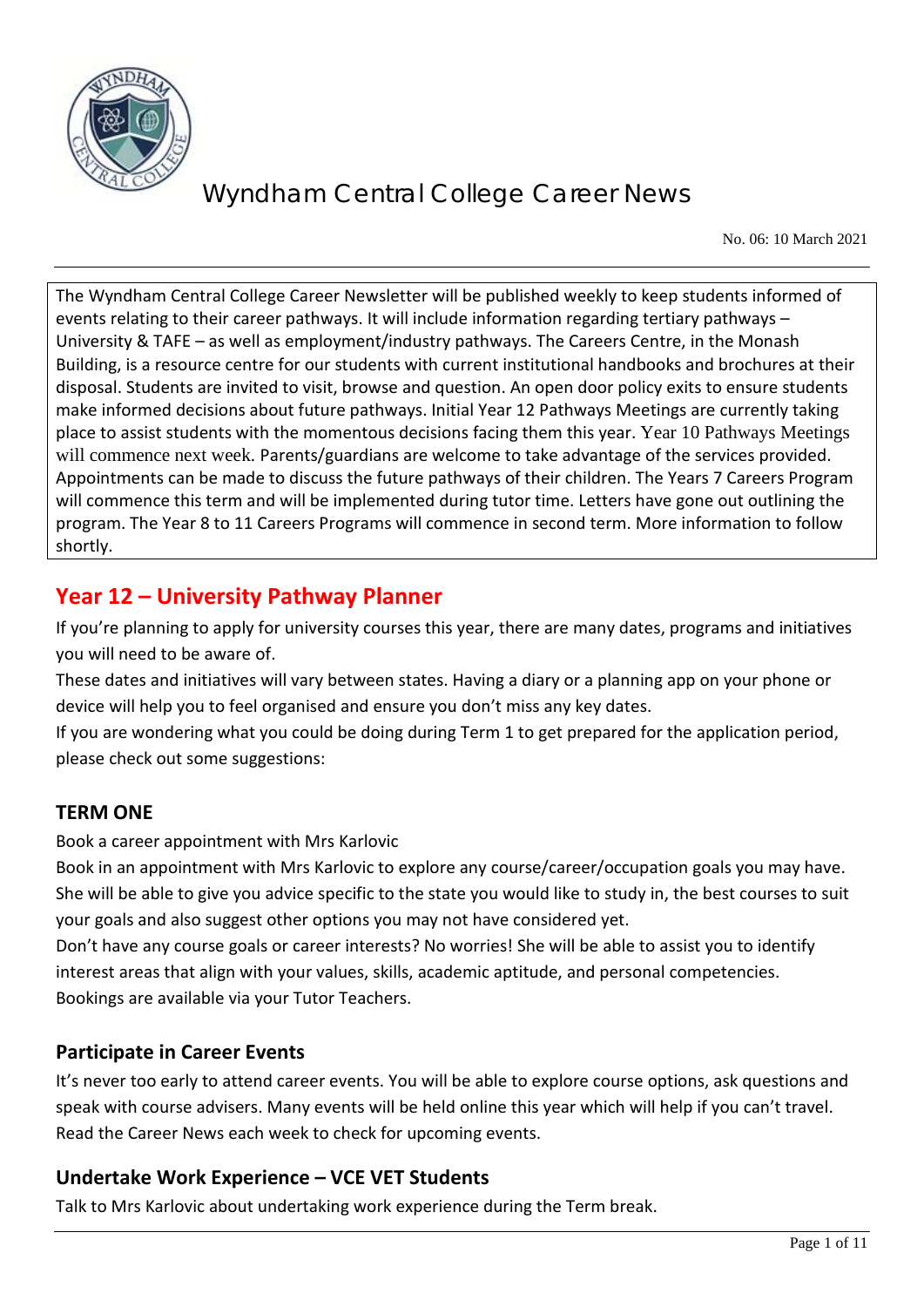# Wyndham Central College Career News

No. 06: 10 March 2021

The Wyndham Central College Career Newsletter will be published weekly to keep students informed of events relating to their career pathways. It will include information regarding tertiary pathways – University & TAFE – as well as employment/industry pathways. The Careers Centre, in the Monash Building, is a resource centre for our students with current institutional handbooks and brochures at their disposal. Students are invited to visit, browse and question. An open door policy exits to ensure students make informed decisions about future pathways. Initial Year 12 Pathways Meetings are currently taking place to assist students with the momentous decisions facing them this year. Year 10 Pathways Meetings will commence next week. Parents/guardians are welcome to take advantage of the services provided. Appointments can be made to discuss the future pathways of their children. The Years 7 Careers Program will commence this term and will be implemented during tutor time. Letters have gone out outlining the program. The Year 8 to 11 Careers Programs will commence in second term. More information to follow shortly.

## Year 12 – University Pathway Planner

If you're planning to apply for university courses this year, there are many dates, programs and initiatives you will need to be aware of.

These dates and initiatives will vary between states. Having a diary or a planning app on your phone or device will help you to feel organised and ensure you don't miss any key dates.

If you are wondering what you could be doing during Term 1 to get prepared for the application period, please check out some suggestions:

### TERM ONE

Book a career appointment with Mrs Karlovic

Book in an appointment with Mrs Karlovic to explore any course/career/occupation goals you may have. She will be able to give you advice specific to the state you would like to study in, the best courses to suit your goals and also suggest other options you may not have considered yet.

Don't have any course goals or career interests? No worries! She will be able to assist you to identify interest areas that align with your values, skills, academic aptitude, and personal competencies.

Bookings are available via your Tutor Teachers.

### Participate in Career Events

It's never too early to attend career events. You will be able to explore course options, ask questions and speak with course advisers. Many events will be held online this year which will help if you can't travel. Read the Career News each week to check for upcoming events.

### Undertake Work Experience – VCE VET Students

Talk to Mrs Karlovic about undertaking work experience during the Term break.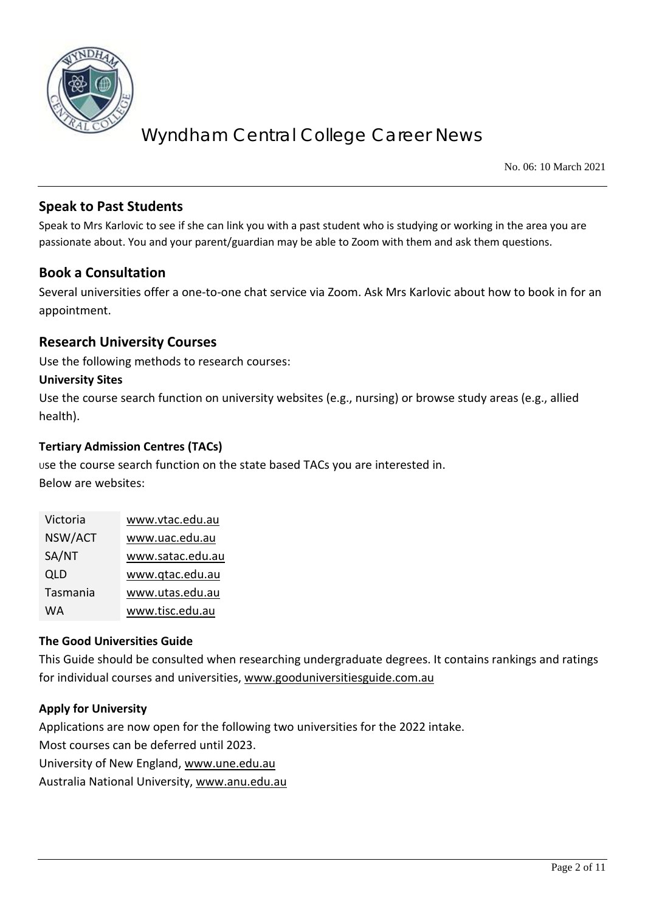## Speak to Past Students

Speak to Mrs Karlovic to see if she can link you with a past student who is studying or working in the area you are passionate about. You and your parent/guardian may be able to Zoom with them and ask them questions.

## Book a Consultation

Several universities offer a one-to-one chat service via Zoom. Ask Mrs Karlovic about how to book in for an appointment.

## Research University Courses

Use the following methods to research courses:

**University Sites**

Use the course search function on university websites (e.g., nursing) or browse study areas (e.g., allied health).

**Tertiary Admission Centres (TACs)**

Use the course search function on the state based TACs you are interested in.
Below are websites:

| | |
|---|---|
| Victoria | www.vtac.edu.au |
| NSW/ACT | www.uac.edu.au |
| SA/NT | www.satac.edu.au |
| QLD | www.qtac.edu.au |
| Tasmania | www.utas.edu.au |
| WA | www.tisc.edu.au |

**The Good Universities Guide**

This Guide should be consulted when researching undergraduate degrees. It contains rankings and ratings for individual courses and universities, www.gooduniversitiesguide.com.au

**Apply for University**

Applications are now open for the following two universities for the 2022 intake.
Most courses can be deferred until 2023.
University of New England, www.une.edu.au
Australia National University, www.anu.edu.au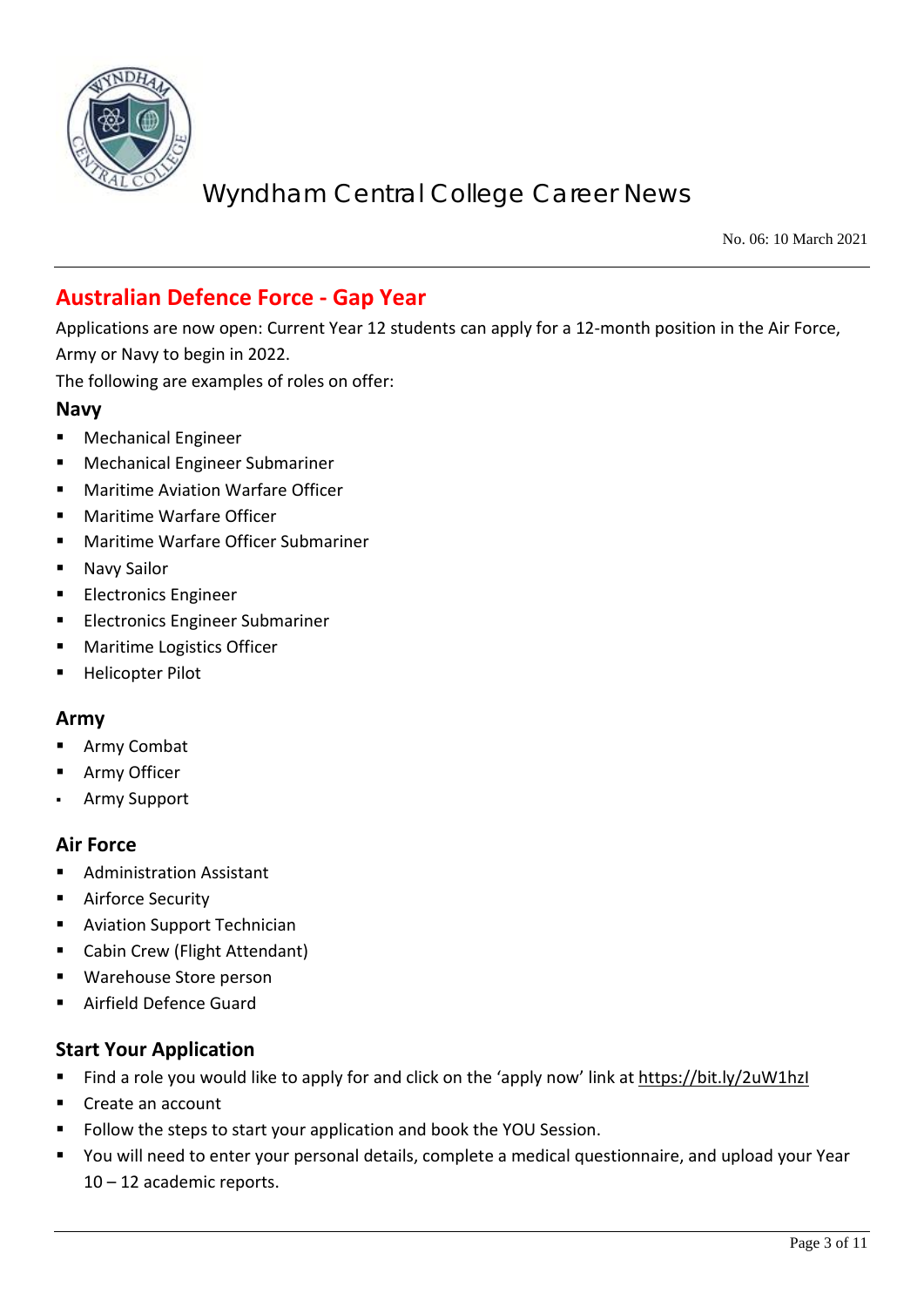## Australian Defence Force - Gap Year

Applications are now open: Current Year 12 students can apply for a 12-month position in the Air Force, Army or Navy to begin in 2022.

The following are examples of roles on offer:

### Navy

- Mechanical Engineer
- Mechanical Engineer Submariner
- Maritime Aviation Warfare Officer
- Maritime Warfare Officer
- Maritime Warfare Officer Submariner
- Navy Sailor
- Electronics Engineer
- Electronics Engineer Submariner
- Maritime Logistics Officer
- Helicopter Pilot

### Army

- Army Combat
- Army Officer
- Army Support

### Air Force

- Administration Assistant
- Airforce Security
- Aviation Support Technician
- Cabin Crew (Flight Attendant)
- Warehouse Store person
- Airfield Defence Guard

### Start Your Application

- Find a role you would like to apply for and click on the 'apply now' link at https://bit.ly/2uW1hzI
- Create an account
- Follow the steps to start your application and book the YOU Session.
- You will need to enter your personal details, complete a medical questionnaire, and upload your Year 10 – 12 academic reports.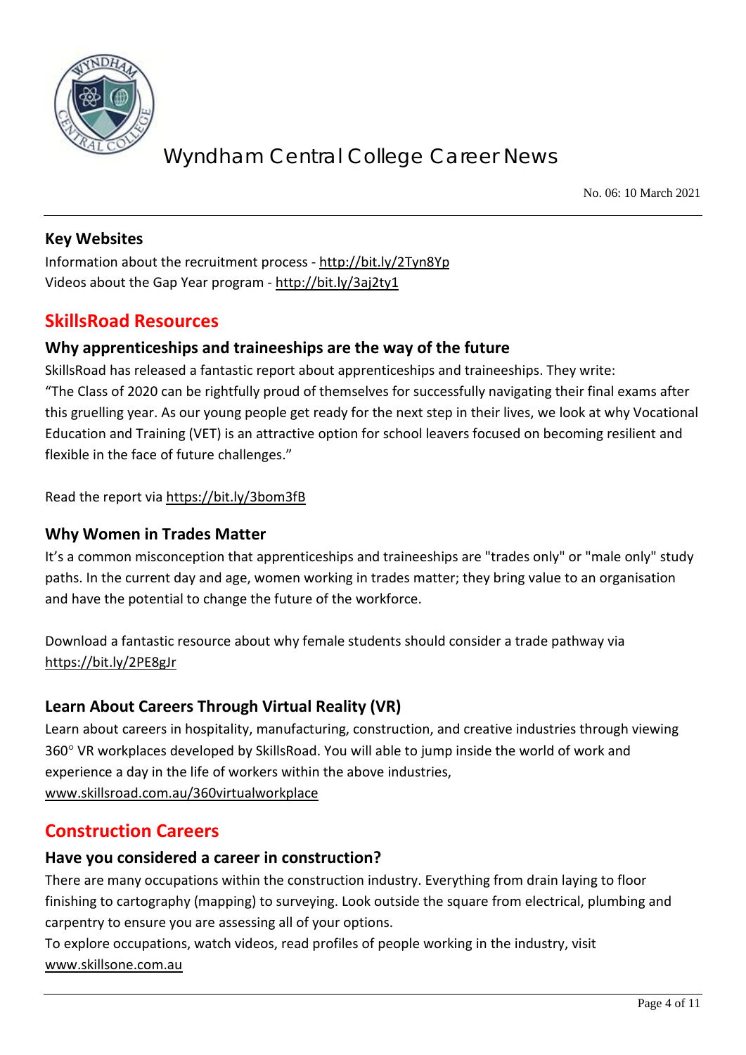### Key Websites

Information about the recruitment process - http://bit.ly/2Tyn8Yp
Videos about the Gap Year program - http://bit.ly/3aj2ty1

## SkillsRoad Resources

### Why apprenticeships and traineeships are the way of the future

SkillsRoad has released a fantastic report about apprenticeships and traineeships. They write:
"The Class of 2020 can be rightfully proud of themselves for successfully navigating their final exams after this gruelling year. As our young people get ready for the next step in their lives, we look at why Vocational Education and Training (VET) is an attractive option for school leavers focused on becoming resilient and flexible in the face of future challenges."

Read the report via https://bit.ly/3bom3fB

### Why Women in Trades Matter

It's a common misconception that apprenticeships and traineeships are "trades only" or "male only" study paths. In the current day and age, women working in trades matter; they bring value to an organisation and have the potential to change the future of the workforce.

Download a fantastic resource about why female students should consider a trade pathway via https://bit.ly/2PE8gJr

### Learn About Careers Through Virtual Reality (VR)

Learn about careers in hospitality, manufacturing, construction, and creative industries through viewing 360° VR workplaces developed by SkillsRoad. You will able to jump inside the world of work and experience a day in the life of workers within the above industries,
www.skillsroad.com.au/360virtualworkplace

## Construction Careers

### Have you considered a career in construction?

There are many occupations within the construction industry. Everything from drain laying to floor finishing to cartography (mapping) to surveying. Look outside the square from electrical, plumbing and carpentry to ensure you are assessing all of your options.
To explore occupations, watch videos, read profiles of people working in the industry, visit www.skillsone.com.au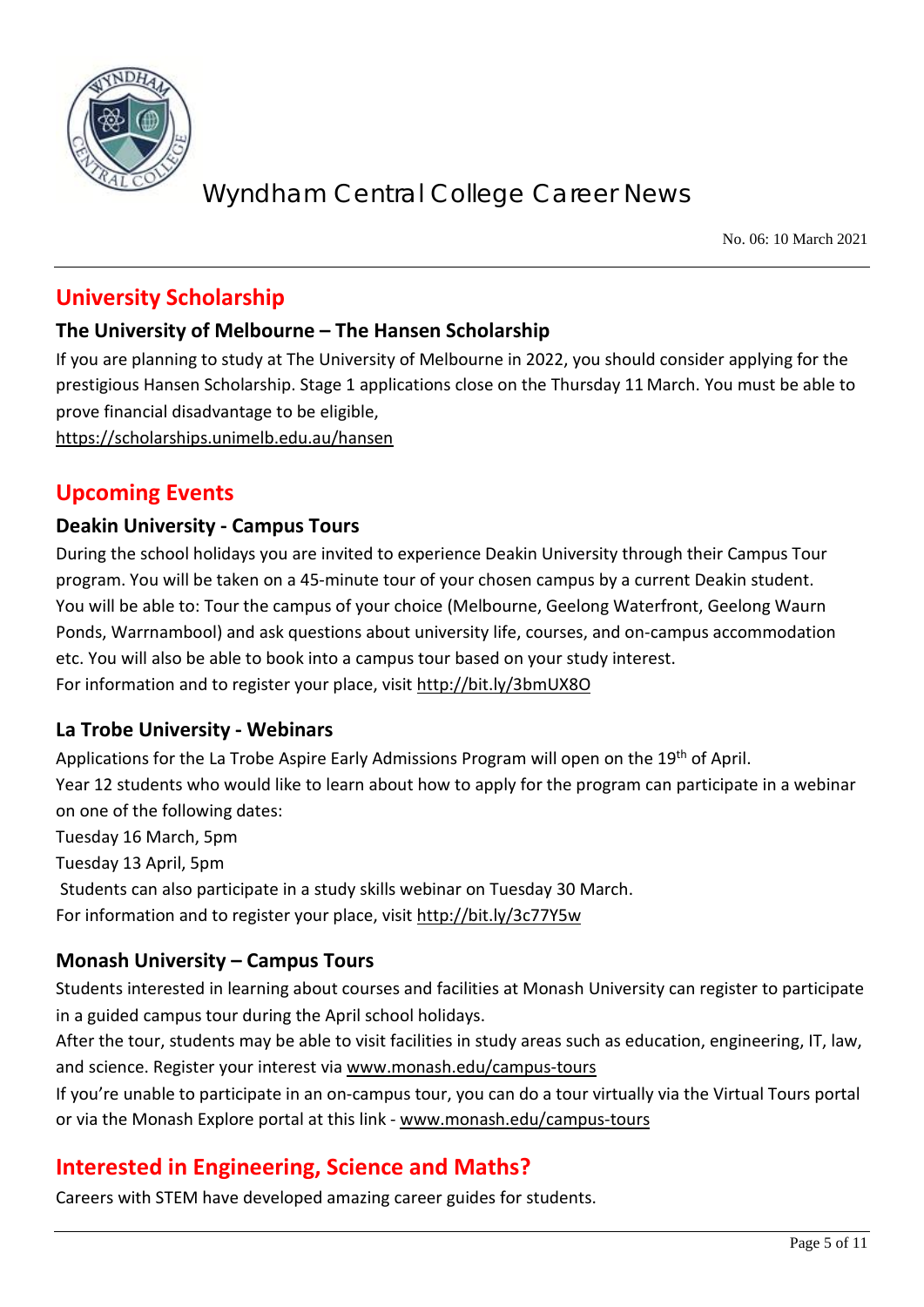## University Scholarship

### The University of Melbourne – The Hansen Scholarship

If you are planning to study at The University of Melbourne in 2022, you should consider applying for the prestigious Hansen Scholarship. Stage 1 applications close on the Thursday 11 March. You must be able to prove financial disadvantage to be eligible,
https://scholarships.unimelb.edu.au/hansen

## Upcoming Events

### Deakin University - Campus Tours

During the school holidays you are invited to experience Deakin University through their Campus Tour program. You will be taken on a 45-minute tour of your chosen campus by a current Deakin student. You will be able to: Tour the campus of your choice (Melbourne, Geelong Waterfront, Geelong Waurn Ponds, Warrnambool) and ask questions about university life, courses, and on-campus accommodation etc. You will also be able to book into a campus tour based on your study interest.
For information and to register your place, visit http://bit.ly/3bmUX8O

### La Trobe University - Webinars

Applications for the La Trobe Aspire Early Admissions Program will open on the 19th of April.
Year 12 students who would like to learn about how to apply for the program can participate in a webinar on one of the following dates:
Tuesday 16 March, 5pm
Tuesday 13 April, 5pm
Students can also participate in a study skills webinar on Tuesday 30 March.
For information and to register your place, visit http://bit.ly/3c77Y5w

### Monash University – Campus Tours

Students interested in learning about courses and facilities at Monash University can register to participate in a guided campus tour during the April school holidays.
After the tour, students may be able to visit facilities in study areas such as education, engineering, IT, law, and science. Register your interest via www.monash.edu/campus-tours
If you're unable to participate in an on-campus tour, you can do a tour virtually via the Virtual Tours portal or via the Monash Explore portal at this link - www.monash.edu/campus-tours

## Interested in Engineering, Science and Maths?

Careers with STEM have developed amazing career guides for students.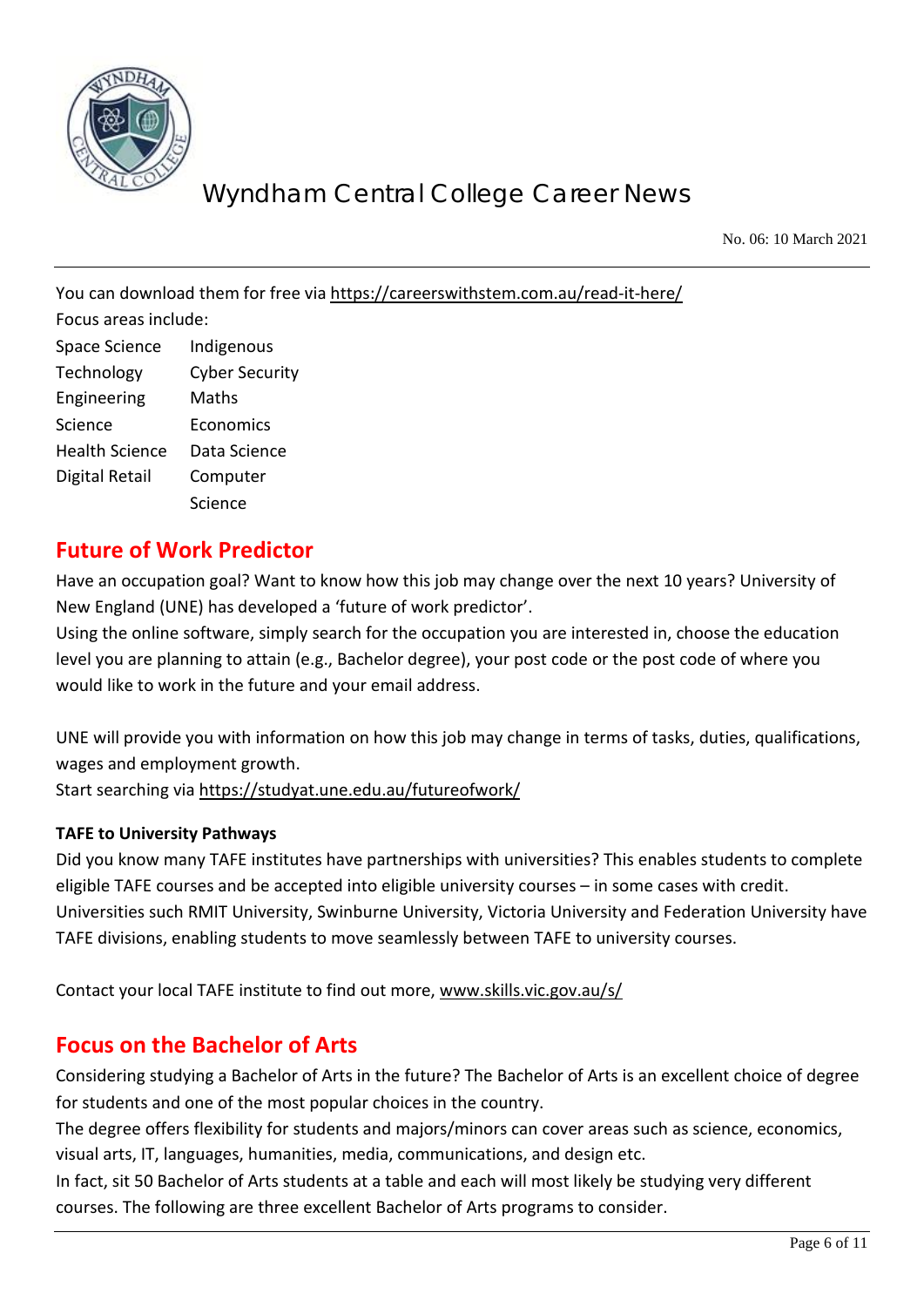You can download them for free via https://careerswithstem.com.au/read-it-here/

Focus areas include:

| | |
|---|---|
| Space Science | Indigenous |
| Technology | Cyber Security |
| Engineering | Maths |
| Science | Economics |
| Health Science | Data Science |
| Digital Retail | Computer Science |

## Future of Work Predictor

Have an occupation goal? Want to know how this job may change over the next 10 years? University of New England (UNE) has developed a 'future of work predictor'.

Using the online software, simply search for the occupation you are interested in, choose the education level you are planning to attain (e.g., Bachelor degree), your post code or the post code of where you would like to work in the future and your email address.

UNE will provide you with information on how this job may change in terms of tasks, duties, qualifications, wages and employment growth.

Start searching via https://studyat.une.edu.au/futureofwork/

**TAFE to University Pathways**

Did you know many TAFE institutes have partnerships with universities? This enables students to complete eligible TAFE courses and be accepted into eligible university courses – in some cases with credit. Universities such RMIT University, Swinburne University, Victoria University and Federation University have TAFE divisions, enabling students to move seamlessly between TAFE to university courses.

Contact your local TAFE institute to find out more, www.skills.vic.gov.au/s/

## Focus on the Bachelor of Arts

Considering studying a Bachelor of Arts in the future? The Bachelor of Arts is an excellent choice of degree for students and one of the most popular choices in the country.

The degree offers flexibility for students and majors/minors can cover areas such as science, economics, visual arts, IT, languages, humanities, media, communications, and design etc.

In fact, sit 50 Bachelor of Arts students at a table and each will most likely be studying very different courses. The following are three excellent Bachelor of Arts programs to consider.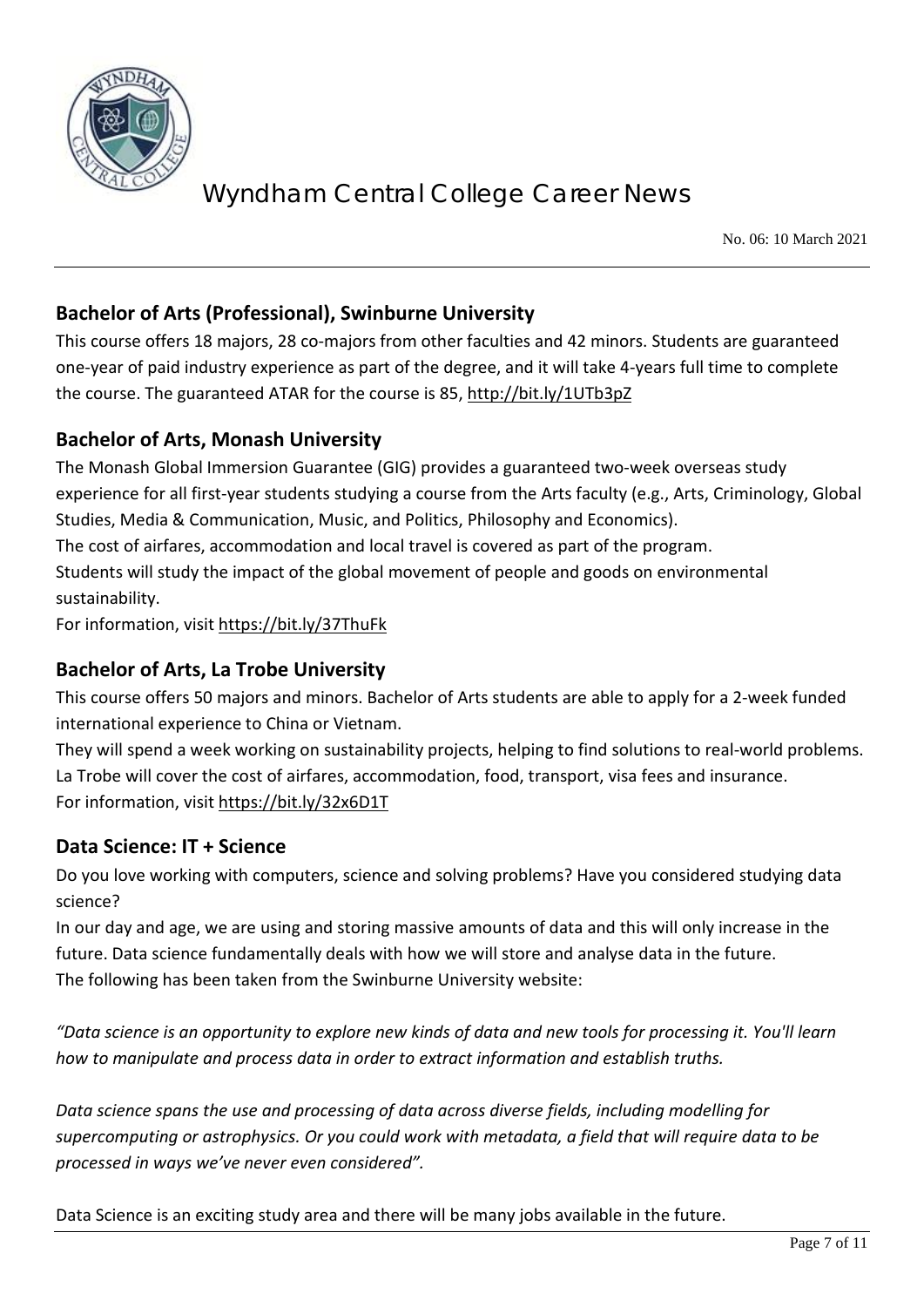## Bachelor of Arts (Professional), Swinburne University

This course offers 18 majors, 28 co-majors from other faculties and 42 minors. Students are guaranteed one-year of paid industry experience as part of the degree, and it will take 4-years full time to complete the course. The guaranteed ATAR for the course is 85, http://bit.ly/1UTb3pZ

## Bachelor of Arts, Monash University

The Monash Global Immersion Guarantee (GIG) provides a guaranteed two-week overseas study experience for all first-year students studying a course from the Arts faculty (e.g., Arts, Criminology, Global Studies, Media & Communication, Music, and Politics, Philosophy and Economics).

The cost of airfares, accommodation and local travel is covered as part of the program.

Students will study the impact of the global movement of people and goods on environmental sustainability.

For information, visit https://bit.ly/37ThuFk

## Bachelor of Arts, La Trobe University

This course offers 50 majors and minors. Bachelor of Arts students are able to apply for a 2-week funded international experience to China or Vietnam.

They will spend a week working on sustainability projects, helping to find solutions to real-world problems.

La Trobe will cover the cost of airfares, accommodation, food, transport, visa fees and insurance.

For information, visit https://bit.ly/32x6D1T

## Data Science: IT + Science

Do you love working with computers, science and solving problems? Have you considered studying data science?

In our day and age, we are using and storing massive amounts of data and this will only increase in the future. Data science fundamentally deals with how we will store and analyse data in the future.

The following has been taken from the Swinburne University website:

*"Data science is an opportunity to explore new kinds of data and new tools for processing it. You'll learn how to manipulate and process data in order to extract information and establish truths.*

*Data science spans the use and processing of data across diverse fields, including modelling for supercomputing or astrophysics. Or you could work with metadata, a field that will require data to be processed in ways we've never even considered".*

Data Science is an exciting study area and there will be many jobs available in the future.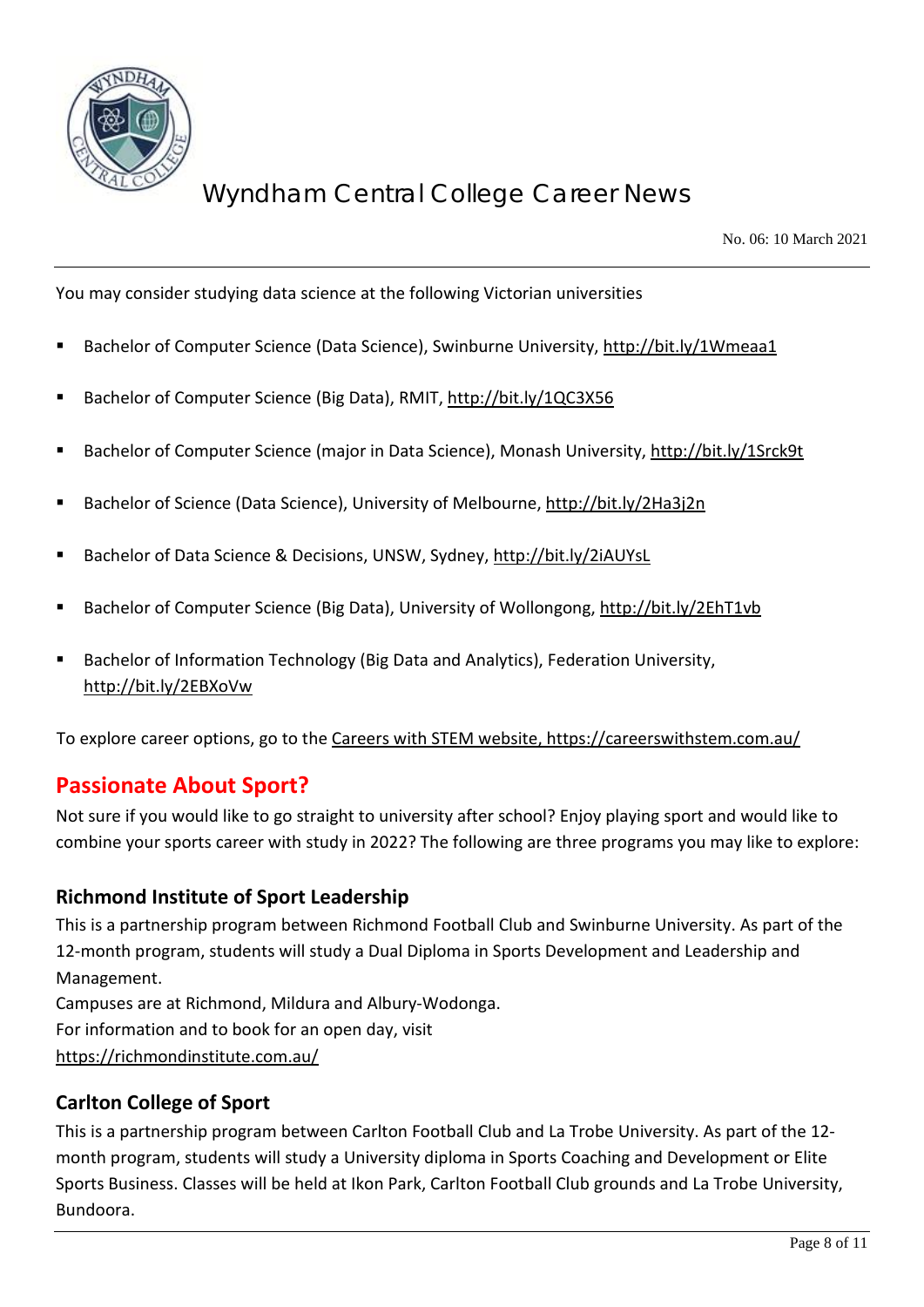You may consider studying data science at the following Victorian universities

- Bachelor of Computer Science (Data Science), Swinburne University, http://bit.ly/1Wmeaa1
- Bachelor of Computer Science (Big Data), RMIT, http://bit.ly/1QC3X56
- Bachelor of Computer Science (major in Data Science), Monash University, http://bit.ly/1Srck9t
- Bachelor of Science (Data Science), University of Melbourne, http://bit.ly/2Ha3j2n
- Bachelor of Data Science & Decisions, UNSW, Sydney, http://bit.ly/2iAUYsL
- Bachelor of Computer Science (Big Data), University of Wollongong, http://bit.ly/2EhT1vb
- Bachelor of Information Technology (Big Data and Analytics), Federation University, http://bit.ly/2EBXoVw

To explore career options, go to the Careers with STEM website, https://careerswithstem.com.au/

## Passionate About Sport?

Not sure if you would like to go straight to university after school? Enjoy playing sport and would like to combine your sports career with study in 2022? The following are three programs you may like to explore:

### Richmond Institute of Sport Leadership

This is a partnership program between Richmond Football Club and Swinburne University. As part of the 12-month program, students will study a Dual Diploma in Sports Development and Leadership and Management.
Campuses are at Richmond, Mildura and Albury-Wodonga.
For information and to book for an open day, visit
https://richmondinstitute.com.au/

### Carlton College of Sport

This is a partnership program between Carlton Football Club and La Trobe University. As part of the 12-month program, students will study a University diploma in Sports Coaching and Development or Elite Sports Business. Classes will be held at Ikon Park, Carlton Football Club grounds and La Trobe University, Bundoora.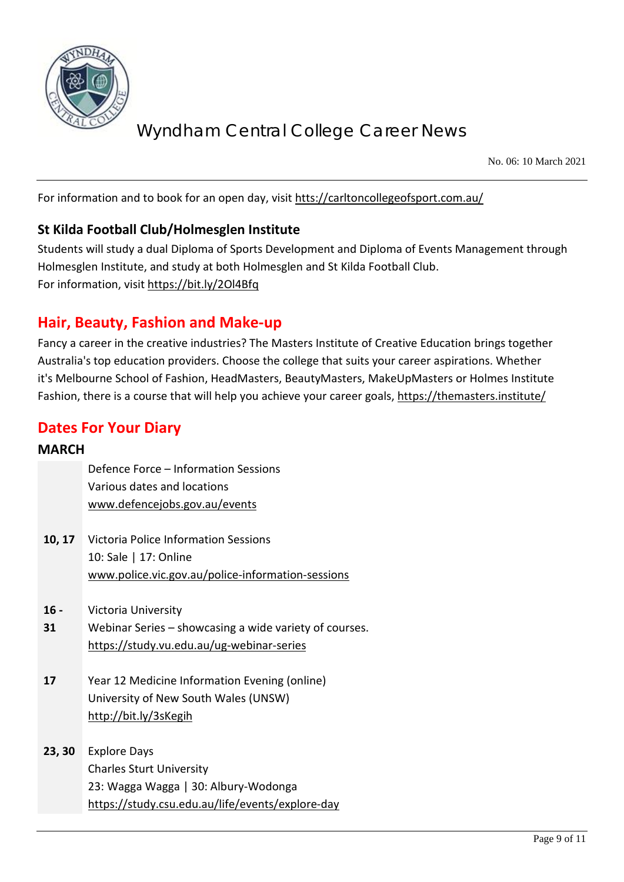For information and to book for an open day, visit https://carltoncollegeofsport.com.au/

### St Kilda Football Club/Holmesglen Institute

Students will study a dual Diploma of Sports Development and Diploma of Events Management through Holmesglen Institute, and study at both Holmesglen and St Kilda Football Club.
For information, visit https://bit.ly/2Ol4Bfq

## Hair, Beauty, Fashion and Make-up

Fancy a career in the creative industries? The Masters Institute of Creative Education brings together Australia's top education providers. Choose the college that suits your career aspirations. Whether it's Melbourne School of Fashion, HeadMasters, BeautyMasters, MakeUpMasters or Holmes Institute Fashion, there is a course that will help you achieve your career goals, https://themasters.institute/

## Dates For Your Diary

### MARCH

| | |
|---|---|
| | Defence Force – Information Sessions<br>Various dates and locations<br>www.defencejobs.gov.au/events |
| **10, 17** | Victoria Police Information Sessions<br>10: Sale \| 17: Online<br>www.police.vic.gov.au/police-information-sessions |
| **16 - 31** | Victoria University<br>Webinar Series – showcasing a wide variety of courses.<br>https://study.vu.edu.au/ug-webinar-series |
| **17** | Year 12 Medicine Information Evening (online)<br>University of New South Wales (UNSW)<br>http://bit.ly/3sKegih |
| **23, 30** | Explore Days<br>Charles Sturt University<br>23: Wagga Wagga \| 30: Albury-Wodonga<br>https://study.csu.edu.au/life/events/explore-day |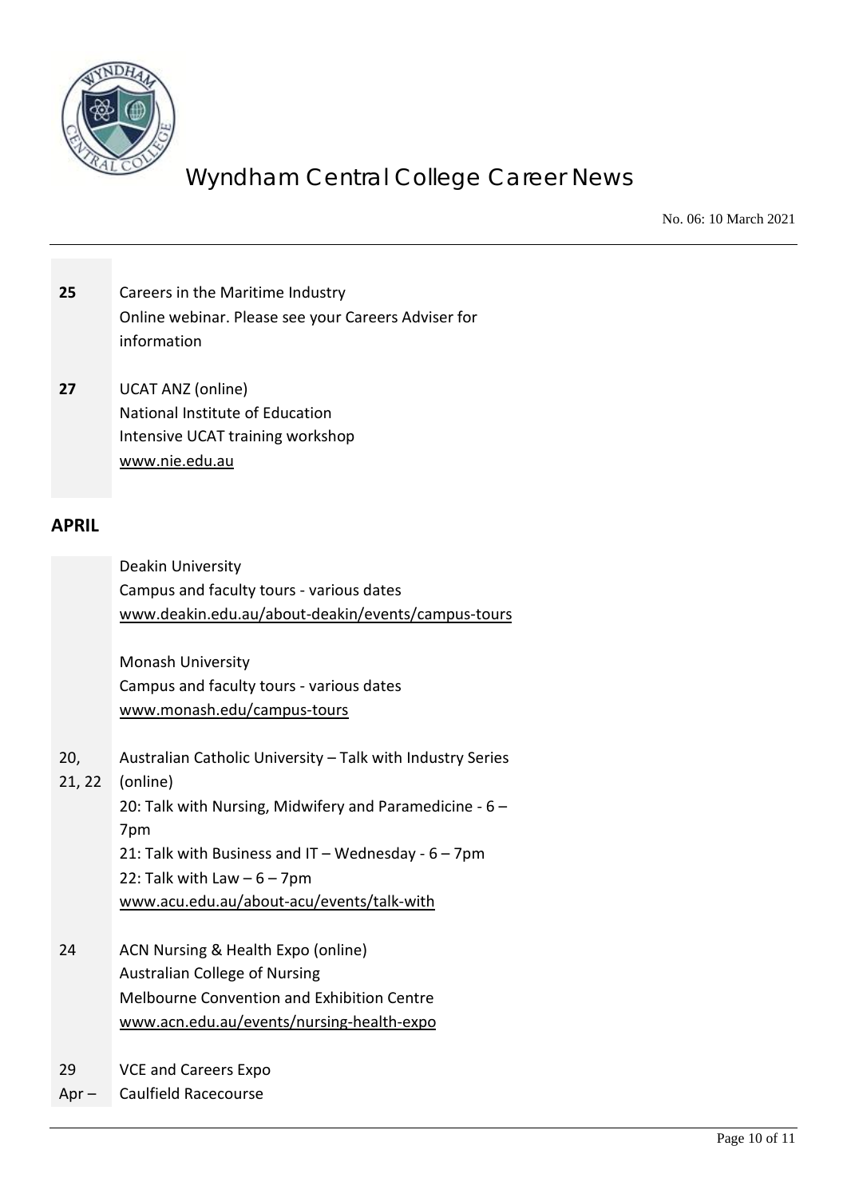**25** Careers in the Maritime Industry
Online webinar. Please see your Careers Adviser for information

**27** UCAT ANZ (online)
National Institute of Education
Intensive UCAT training workshop
www.nie.edu.au

## APRIL

Deakin University
Campus and faculty tours - various dates
www.deakin.edu.au/about-deakin/events/campus-tours

Monash University
Campus and faculty tours - various dates
www.monash.edu/campus-tours

20, 21, 22 Australian Catholic University – Talk with Industry Series (online)
20: Talk with Nursing, Midwifery and Paramedicine - 6 – 7pm
21: Talk with Business and IT – Wednesday - 6 – 7pm
22: Talk with Law – 6 – 7pm
www.acu.edu.au/about-acu/events/talk-with

24 ACN Nursing & Health Expo (online)
Australian College of Nursing
Melbourne Convention and Exhibition Centre
www.acn.edu.au/events/nursing-health-expo

29 Apr – VCE and Careers Expo
Caulfield Racecourse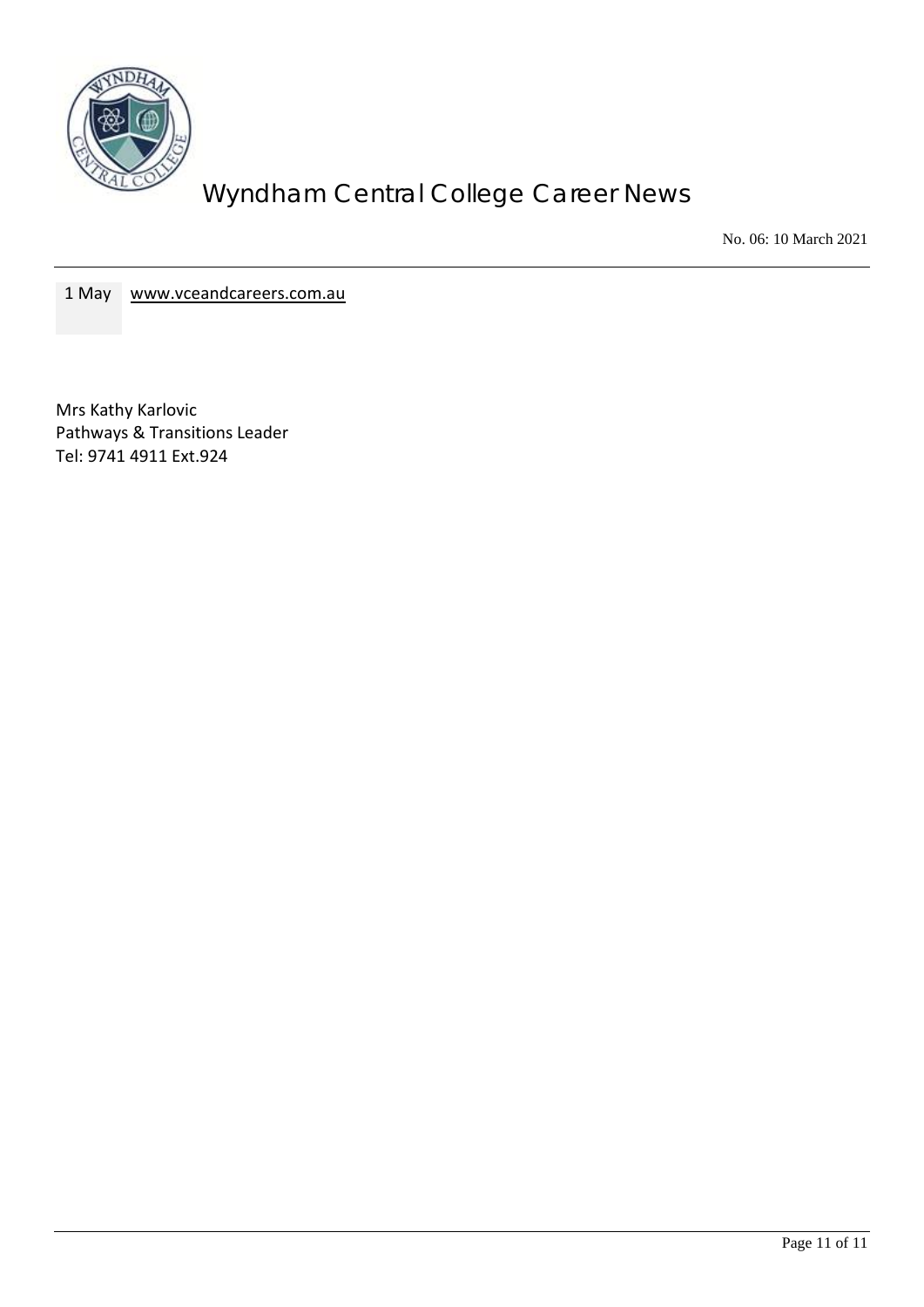| | |
|---|---|
| 1 May | www.vceandcareers.com.au |

Mrs Kathy Karlovic
Pathways & Transitions Leader
Tel: 9741 4911 Ext.924